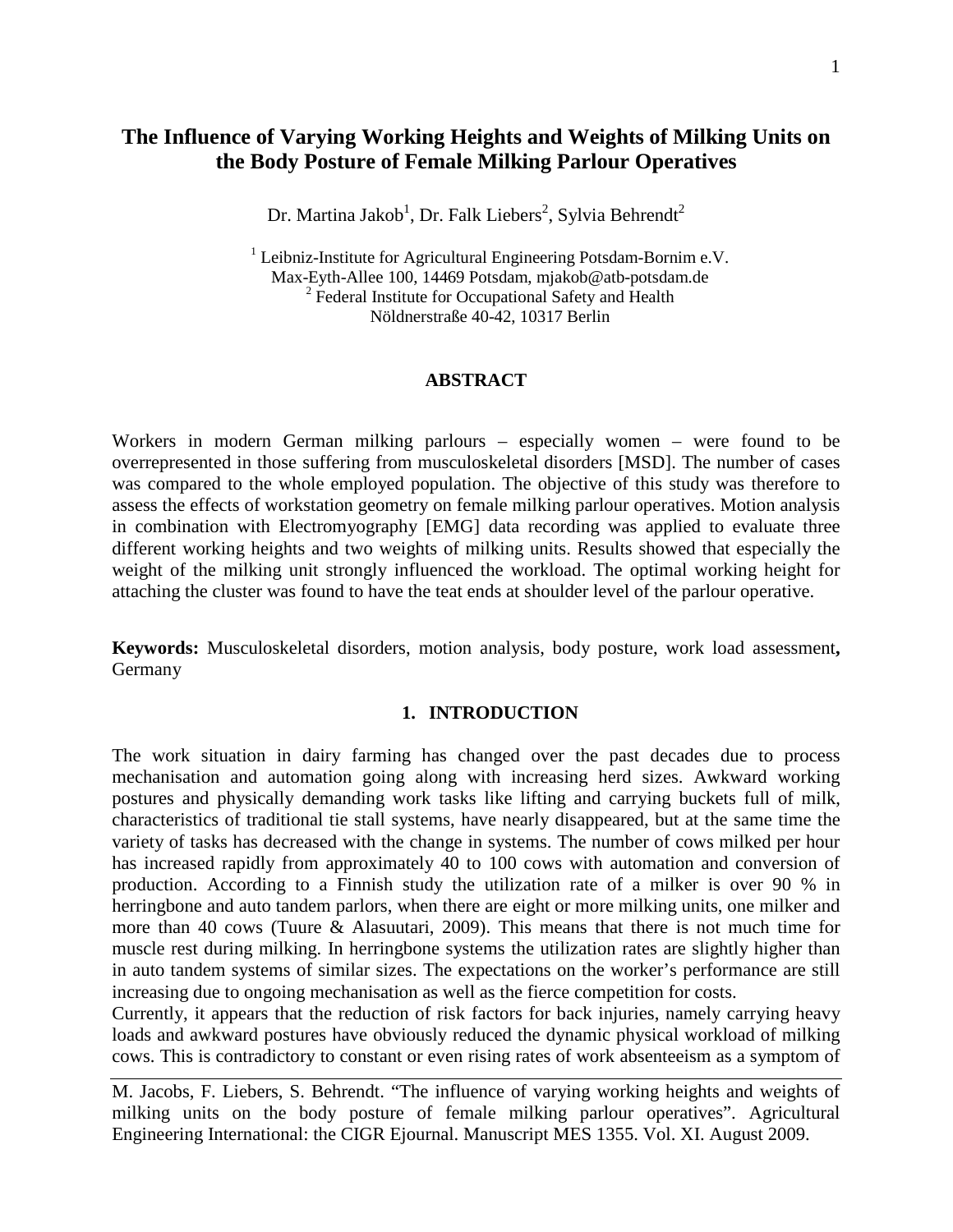# The Influence of Varying Working Heights and Weights of Milking Units on the Body Posture of Female Milking Parlour Operatives

Dr. Martina Jakob[1], Dr. Falk Liebers[2], Sylvia Behrendt[2]

[1] Leibniz-Institute for Agricultural Engineering Potsdam-Bornim e.V.
Max-Eyth-Allee 100, 14469 Potsdam, mjakob@atb-potsdam.de
[2] Federal Institute for Occupational Safety and Health
Nöldnerstraße 40-42, 10317 Berlin

## ABSTRACT

Workers in modern German milking parlours – especially women – were found to be overrepresented in those suffering from musculoskeletal disorders [MSD]. The number of cases was compared to the whole employed population. The objective of this study was therefore to assess the effects of workstation geometry on female milking parlour operatives. Motion analysis in combination with Electromyography [EMG] data recording was applied to evaluate three different working heights and two weights of milking units. Results showed that especially the weight of the milking unit strongly influenced the workload. The optimal working height for attaching the cluster was found to have the teat ends at shoulder level of the parlour operative.

**Keywords:** Musculoskeletal disorders, motion analysis, body posture, work load assessment**,** Germany

## 1. INTRODUCTION

The work situation in dairy farming has changed over the past decades due to process mechanisation and automation going along with increasing herd sizes. Awkward working postures and physically demanding work tasks like lifting and carrying buckets full of milk, characteristics of traditional tie stall systems, have nearly disappeared, but at the same time the variety of tasks has decreased with the change in systems. The number of cows milked per hour has increased rapidly from approximately 40 to 100 cows with automation and conversion of production. According to a Finnish study the utilization rate of a milker is over 90 % in herringbone and auto tandem parlors, when there are eight or more milking units, one milker and more than 40 cows (Tuure & Alasuutari, 2009). This means that there is not much time for muscle rest during milking. In herringbone systems the utilization rates are slightly higher than in auto tandem systems of similar sizes. The expectations on the worker's performance are still increasing due to ongoing mechanisation as well as the fierce competition for costs.

Currently, it appears that the reduction of risk factors for back injuries, namely carrying heavy loads and awkward postures have obviously reduced the dynamic physical workload of milking cows. This is contradictory to constant or even rising rates of work absenteeism as a symptom of

M. Jacobs, F. Liebers, S. Behrendt. "The influence of varying working heights and weights of milking units on the body posture of female milking parlour operatives". Agricultural Engineering International: the CIGR Ejournal. Manuscript MES 1355. Vol. XI. August 2009.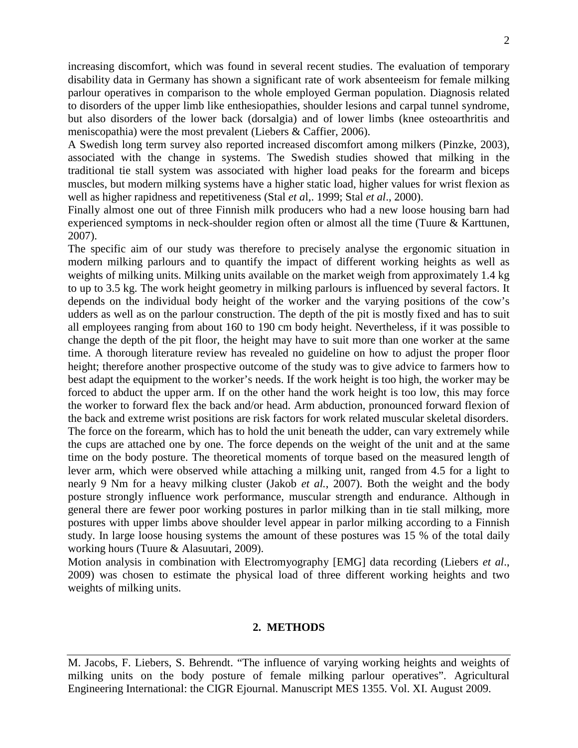increasing discomfort, which was found in several recent studies. The evaluation of temporary disability data in Germany has shown a significant rate of work absenteeism for female milking parlour operatives in comparison to the whole employed German population. Diagnosis related to disorders of the upper limb like enthesiopathies, shoulder lesions and carpal tunnel syndrome, but also disorders of the lower back (dorsalgia) and of lower limbs (knee osteoarthritis and meniscopathia) were the most prevalent (Liebers & Caffier, 2006).

A Swedish long term survey also reported increased discomfort among milkers (Pinzke, 2003), associated with the change in systems. The Swedish studies showed that milking in the traditional tie stall system was associated with higher load peaks for the forearm and biceps muscles, but modern milking systems have a higher static load, higher values for wrist flexion as well as higher rapidness and repetitiveness (Stal *et a*l,. 1999; Stal *et al*., 2000).

Finally almost one out of three Finnish milk producers who had a new loose housing barn had experienced symptoms in neck-shoulder region often or almost all the time (Tuure & Karttunen, 2007).

The specific aim of our study was therefore to precisely analyse the ergonomic situation in modern milking parlours and to quantify the impact of different working heights as well as weights of milking units. Milking units available on the market weigh from approximately 1.4 kg to up to 3.5 kg. The work height geometry in milking parlours is influenced by several factors. It depends on the individual body height of the worker and the varying positions of the cow's udders as well as on the parlour construction. The depth of the pit is mostly fixed and has to suit all employees ranging from about 160 to 190 cm body height. Nevertheless, if it was possible to change the depth of the pit floor, the height may have to suit more than one worker at the same time. A thorough literature review has revealed no guideline on how to adjust the proper floor height; therefore another prospective outcome of the study was to give advice to farmers how to best adapt the equipment to the worker's needs. If the work height is too high, the worker may be forced to abduct the upper arm. If on the other hand the work height is too low, this may force the worker to forward flex the back and/or head. Arm abduction, pronounced forward flexion of the back and extreme wrist positions are risk factors for work related muscular skeletal disorders. The force on the forearm, which has to hold the unit beneath the udder, can vary extremely while the cups are attached one by one. The force depends on the weight of the unit and at the same time on the body posture. The theoretical moments of torque based on the measured length of lever arm, which were observed while attaching a milking unit, ranged from 4.5 for a light to nearly 9 Nm for a heavy milking cluster (Jakob *et al.*, 2007). Both the weight and the body posture strongly influence work performance, muscular strength and endurance. Although in general there are fewer poor working postures in parlor milking than in tie stall milking, more postures with upper limbs above shoulder level appear in parlor milking according to a Finnish study. In large loose housing systems the amount of these postures was 15 % of the total daily working hours (Tuure & Alasuutari, 2009).

Motion analysis in combination with Electromyography [EMG] data recording (Liebers *et al*., 2009) was chosen to estimate the physical load of three different working heights and two weights of milking units.

## 2. METHODS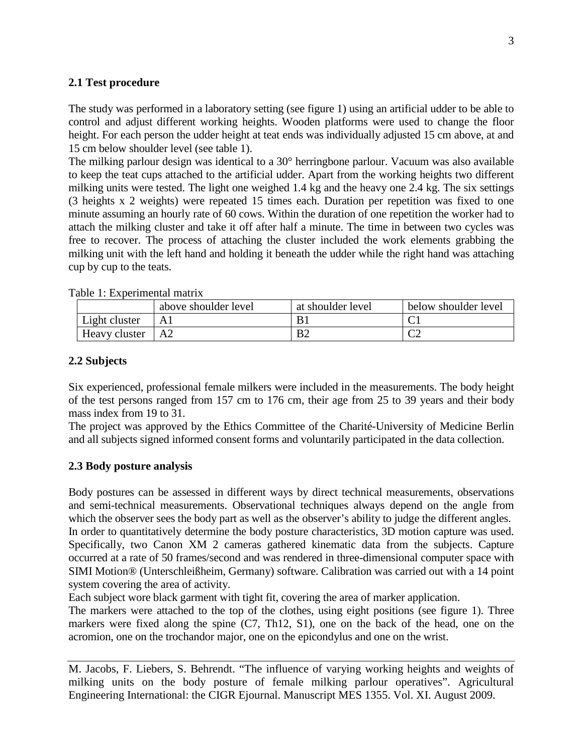### 2.1 Test procedure

The study was performed in a laboratory setting (see figure 1) using an artificial udder to be able to control and adjust different working heights. Wooden platforms were used to change the floor height. For each person the udder height at teat ends was individually adjusted 15 cm above, at and 15 cm below shoulder level (see table 1).

The milking parlour design was identical to a 30° herringbone parlour. Vacuum was also available to keep the teat cups attached to the artificial udder. Apart from the working heights two different milking units were tested. The light one weighed 1.4 kg and the heavy one 2.4 kg. The six settings (3 heights x 2 weights) were repeated 15 times each. Duration per repetition was fixed to one minute assuming an hourly rate of 60 cows. Within the duration of one repetition the worker had to attach the milking cluster and take it off after half a minute. The time in between two cycles was free to recover. The process of attaching the cluster included the work elements grabbing the milking unit with the left hand and holding it beneath the udder while the right hand was attaching cup by cup to the teats.

Table 1: Experimental matrix

| | above shoulder level | at shoulder level | below shoulder level |
|---|---|---|---|
| Light cluster | A1 | B1 | C1 |
| Heavy cluster | A2 | B2 | C2 |

### 2.2 Subjects

Six experienced, professional female milkers were included in the measurements. The body height of the test persons ranged from 157 cm to 176 cm, their age from 25 to 39 years and their body mass index from 19 to 31.

The project was approved by the Ethics Committee of the Charité-University of Medicine Berlin and all subjects signed informed consent forms and voluntarily participated in the data collection.

### 2.3 Body posture analysis

Body postures can be assessed in different ways by direct technical measurements, observations and semi-technical measurements. Observational techniques always depend on the angle from which the observer sees the body part as well as the observer's ability to judge the different angles.

In order to quantitatively determine the body posture characteristics, 3D motion capture was used. Specifically, two Canon XM 2 cameras gathered kinematic data from the subjects. Capture occurred at a rate of 50 frames/second and was rendered in three-dimensional computer space with SIMI Motion® (Unterschleißheim, Germany) software. Calibration was carried out with a 14 point system covering the area of activity.

Each subject wore black garment with tight fit, covering the area of marker application.

The markers were attached to the top of the clothes, using eight positions (see figure 1). Three markers were fixed along the spine (C7, Th12, S1), one on the back of the head, one on the acromion, one on the trochandor major, one on the epicondylus and one on the wrist.

M. Jacobs, F. Liebers, S. Behrendt. "The influence of varying working heights and weights of milking units on the body posture of female milking parlour operatives". Agricultural Engineering International: the CIGR Ejournal. Manuscript MES 1355. Vol. XI. August 2009.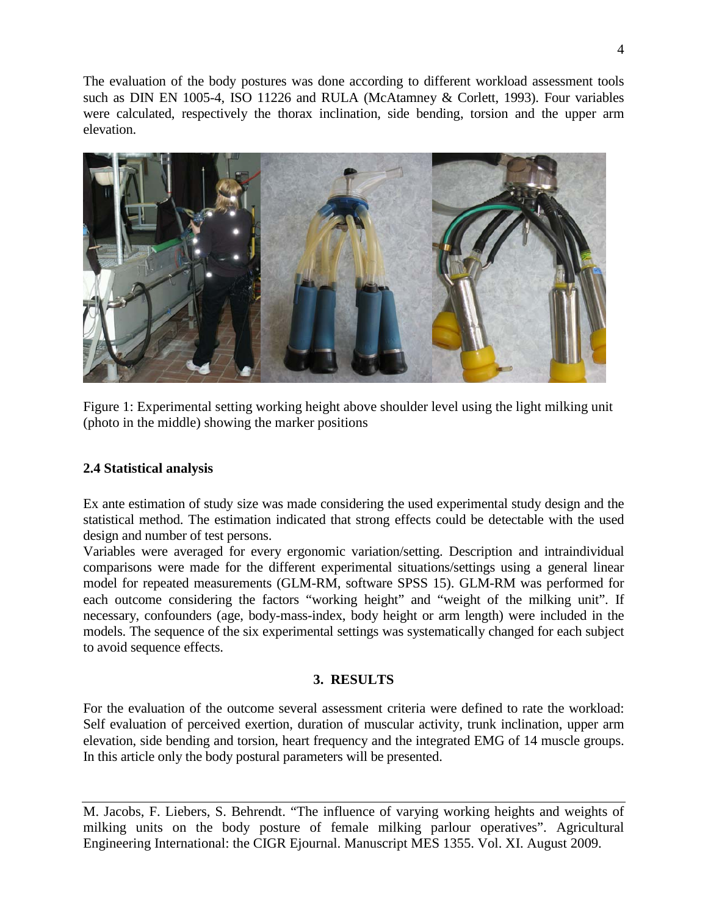The evaluation of the body postures was done according to different workload assessment tools such as DIN EN 1005-4, ISO 11226 and RULA (McAtamney & Corlett, 1993). Four variables were calculated, respectively the thorax inclination, side bending, torsion and the upper arm elevation.

Figure 1: Experimental setting working height above shoulder level using the light milking unit (photo in the middle) showing the marker positions

### 2.4 Statistical analysis

Ex ante estimation of study size was made considering the used experimental study design and the statistical method. The estimation indicated that strong effects could be detectable with the used design and number of test persons.

Variables were averaged for every ergonomic variation/setting. Description and intraindividual comparisons were made for the different experimental situations/settings using a general linear model for repeated measurements (GLM-RM, software SPSS 15). GLM-RM was performed for each outcome considering the factors "working height" and "weight of the milking unit". If necessary, confounders (age, body-mass-index, body height or arm length) were included in the models. The sequence of the six experimental settings was systematically changed for each subject to avoid sequence effects.

## 3. RESULTS

For the evaluation of the outcome several assessment criteria were defined to rate the workload: Self evaluation of perceived exertion, duration of muscular activity, trunk inclination, upper arm elevation, side bending and torsion, heart frequency and the integrated EMG of 14 muscle groups. In this article only the body postural parameters will be presented.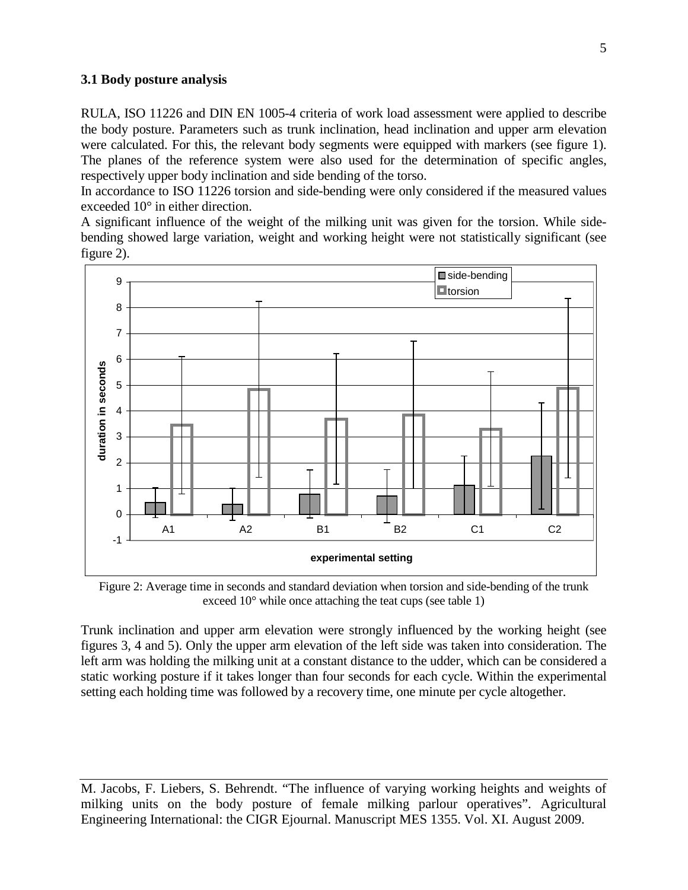### 3.1 Body posture analysis

RULA, ISO 11226 and DIN EN 1005-4 criteria of work load assessment were applied to describe the body posture. Parameters such as trunk inclination, head inclination and upper arm elevation were calculated. For this, the relevant body segments were equipped with markers (see figure 1). The planes of the reference system were also used for the determination of specific angles, respectively upper body inclination and side bending of the torso.

In accordance to ISO 11226 torsion and side-bending were only considered if the measured values exceeded 10° in either direction.

A significant influence of the weight of the milking unit was given for the torsion. While side-bending showed large variation, weight and working height were not statistically significant (see figure 2).

Figure 2: Average time in seconds and standard deviation when torsion and side-bending of the trunk exceed 10° while once attaching the teat cups (see table 1)

Trunk inclination and upper arm elevation were strongly influenced by the working height (see figures 3, 4 and 5). Only the upper arm elevation of the left side was taken into consideration. The left arm was holding the milking unit at a constant distance to the udder, which can be considered a static working posture if it takes longer than four seconds for each cycle. Within the experimental setting each holding time was followed by a recovery time, one minute per cycle altogether.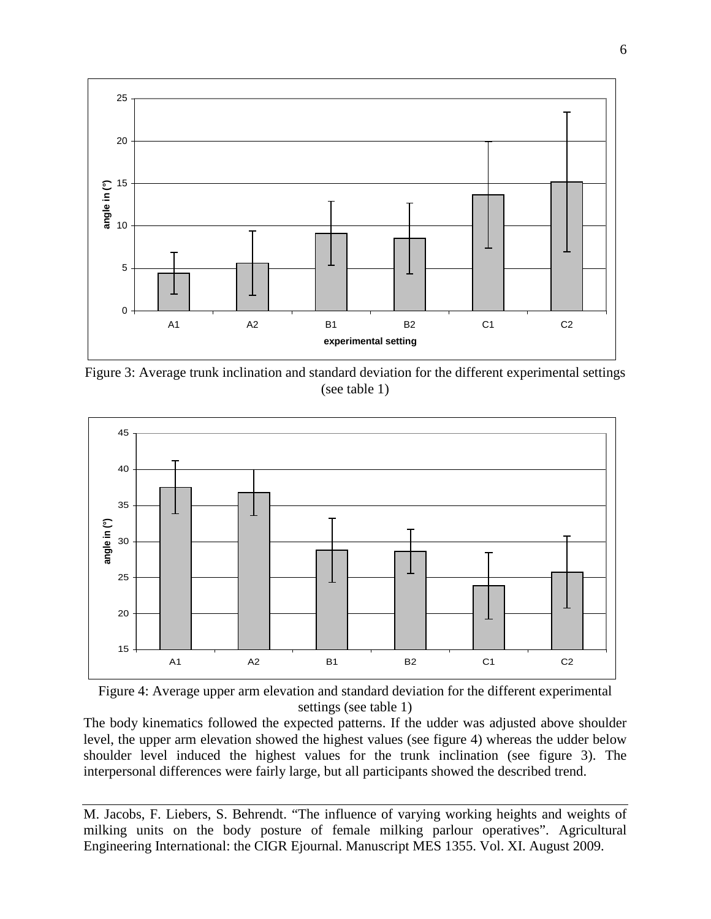Figure 3: Average trunk inclination and standard deviation for the different experimental settings (see table 1)

Figure 4: Average upper arm elevation and standard deviation for the different experimental settings (see table 1)

The body kinematics followed the expected patterns. If the udder was adjusted above shoulder level, the upper arm elevation showed the highest values (see figure 4) whereas the udder below shoulder level induced the highest values for the trunk inclination (see figure 3). The interpersonal differences were fairly large, but all participants showed the described trend.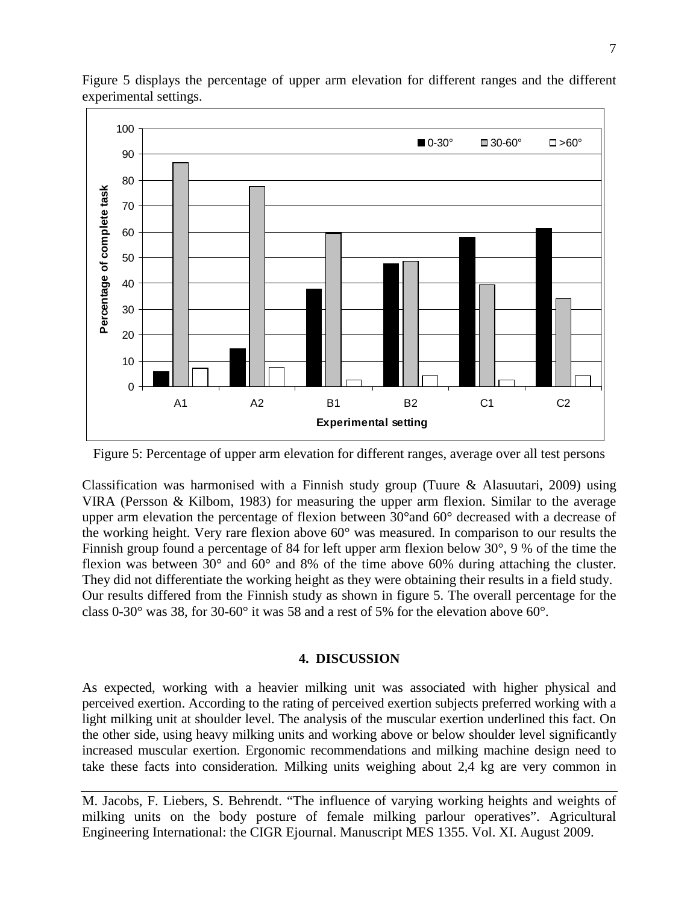Figure 5 displays the percentage of upper arm elevation for different ranges and the different experimental settings.

Figure 5: Percentage of upper arm elevation for different ranges, average over all test persons

Classification was harmonised with a Finnish study group (Tuure & Alasuutari, 2009) using VIRA (Persson & Kilbom, 1983) for measuring the upper arm flexion. Similar to the average upper arm elevation the percentage of flexion between 30°and 60° decreased with a decrease of the working height. Very rare flexion above 60° was measured. In comparison to our results the Finnish group found a percentage of 84 for left upper arm flexion below 30°, 9 % of the time the flexion was between 30° and 60° and 8% of the time above 60% during attaching the cluster. They did not differentiate the working height as they were obtaining their results in a field study. Our results differed from the Finnish study as shown in figure 5. The overall percentage for the class 0-30° was 38, for 30-60° it was 58 and a rest of 5% for the elevation above 60°.

## 4. DISCUSSION

As expected, working with a heavier milking unit was associated with higher physical and perceived exertion. According to the rating of perceived exertion subjects preferred working with a light milking unit at shoulder level. The analysis of the muscular exertion underlined this fact. On the other side, using heavy milking units and working above or below shoulder level significantly increased muscular exertion. Ergonomic recommendations and milking machine design need to take these facts into consideration. Milking units weighing about 2,4 kg are very common in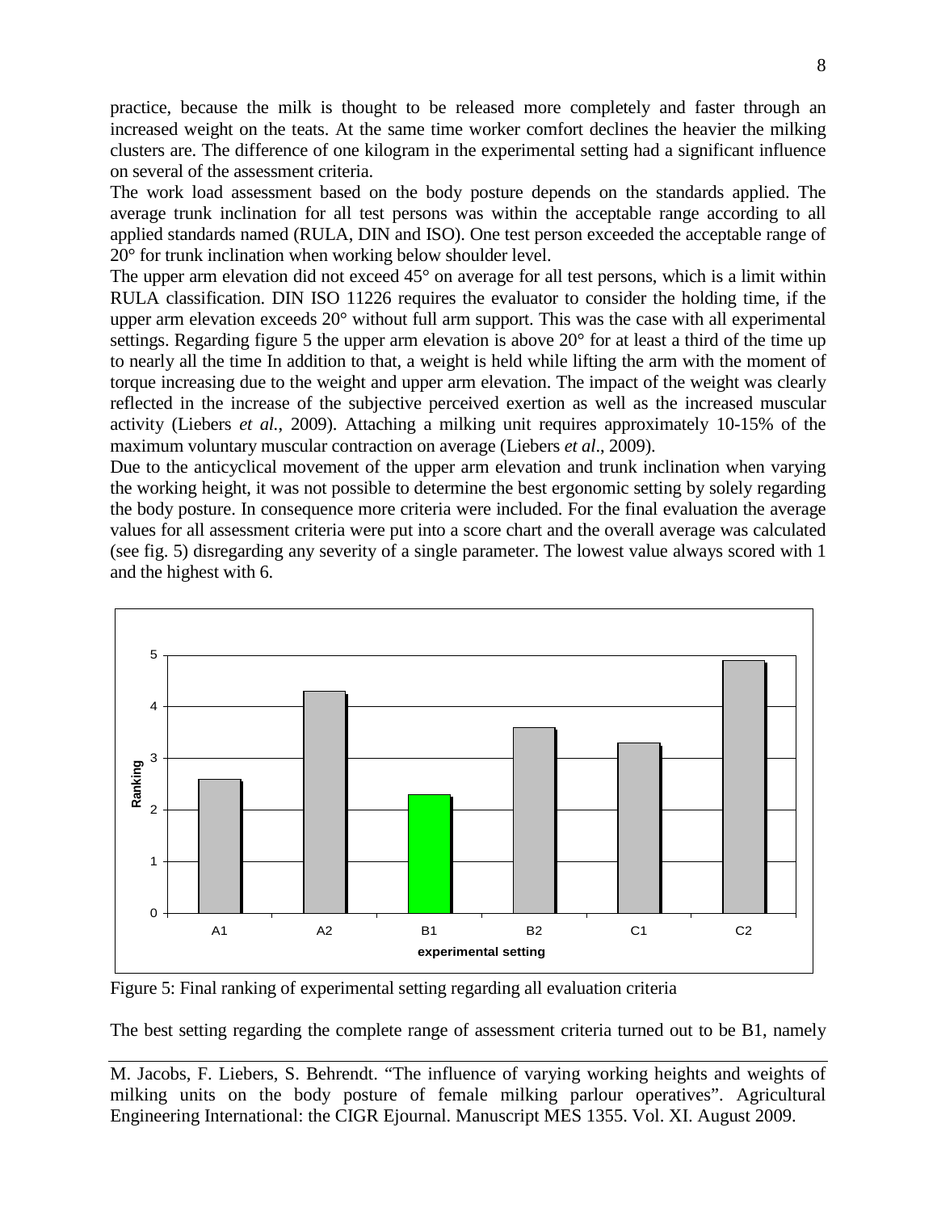practice, because the milk is thought to be released more completely and faster through an increased weight on the teats. At the same time worker comfort declines the heavier the milking clusters are. The difference of one kilogram in the experimental setting had a significant influence on several of the assessment criteria.

The work load assessment based on the body posture depends on the standards applied. The average trunk inclination for all test persons was within the acceptable range according to all applied standards named (RULA, DIN and ISO). One test person exceeded the acceptable range of 20° for trunk inclination when working below shoulder level.

The upper arm elevation did not exceed 45° on average for all test persons, which is a limit within RULA classification. DIN ISO 11226 requires the evaluator to consider the holding time, if the upper arm elevation exceeds 20° without full arm support. This was the case with all experimental settings. Regarding figure 5 the upper arm elevation is above 20° for at least a third of the time up to nearly all the time In addition to that, a weight is held while lifting the arm with the moment of torque increasing due to the weight and upper arm elevation. The impact of the weight was clearly reflected in the increase of the subjective perceived exertion as well as the increased muscular activity (Liebers *et al.*, 2009). Attaching a milking unit requires approximately 10-15% of the maximum voluntary muscular contraction on average (Liebers *et al*., 2009).

Due to the anticyclical movement of the upper arm elevation and trunk inclination when varying the working height, it was not possible to determine the best ergonomic setting by solely regarding the body posture. In consequence more criteria were included. For the final evaluation the average values for all assessment criteria were put into a score chart and the overall average was calculated (see fig. 5) disregarding any severity of a single parameter. The lowest value always scored with 1 and the highest with 6.

Figure 5: Final ranking of experimental setting regarding all evaluation criteria

The best setting regarding the complete range of assessment criteria turned out to be B1, namely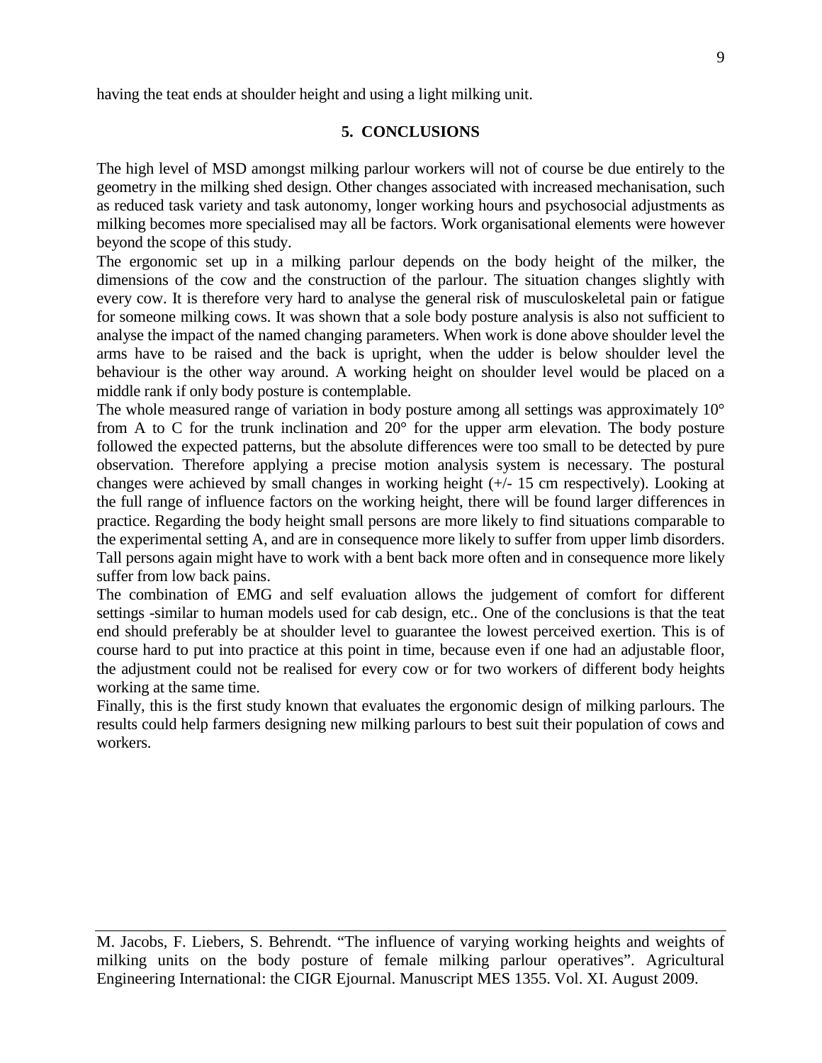having the teat ends at shoulder height and using a light milking unit.

## 5. CONCLUSIONS

The high level of MSD amongst milking parlour workers will not of course be due entirely to the geometry in the milking shed design. Other changes associated with increased mechanisation, such as reduced task variety and task autonomy, longer working hours and psychosocial adjustments as milking becomes more specialised may all be factors. Work organisational elements were however beyond the scope of this study.

The ergonomic set up in a milking parlour depends on the body height of the milker, the dimensions of the cow and the construction of the parlour. The situation changes slightly with every cow. It is therefore very hard to analyse the general risk of musculoskeletal pain or fatigue for someone milking cows. It was shown that a sole body posture analysis is also not sufficient to analyse the impact of the named changing parameters. When work is done above shoulder level the arms have to be raised and the back is upright, when the udder is below shoulder level the behaviour is the other way around. A working height on shoulder level would be placed on a middle rank if only body posture is contemplable.

The whole measured range of variation in body posture among all settings was approximately 10° from A to C for the trunk inclination and 20° for the upper arm elevation. The body posture followed the expected patterns, but the absolute differences were too small to be detected by pure observation. Therefore applying a precise motion analysis system is necessary. The postural changes were achieved by small changes in working height (+/- 15 cm respectively). Looking at the full range of influence factors on the working height, there will be found larger differences in practice. Regarding the body height small persons are more likely to find situations comparable to the experimental setting A, and are in consequence more likely to suffer from upper limb disorders. Tall persons again might have to work with a bent back more often and in consequence more likely suffer from low back pains.

The combination of EMG and self evaluation allows the judgement of comfort for different settings -similar to human models used for cab design, etc.. One of the conclusions is that the teat end should preferably be at shoulder level to guarantee the lowest perceived exertion. This is of course hard to put into practice at this point in time, because even if one had an adjustable floor, the adjustment could not be realised for every cow or for two workers of different body heights working at the same time.

Finally, this is the first study known that evaluates the ergonomic design of milking parlours. The results could help farmers designing new milking parlours to best suit their population of cows and workers.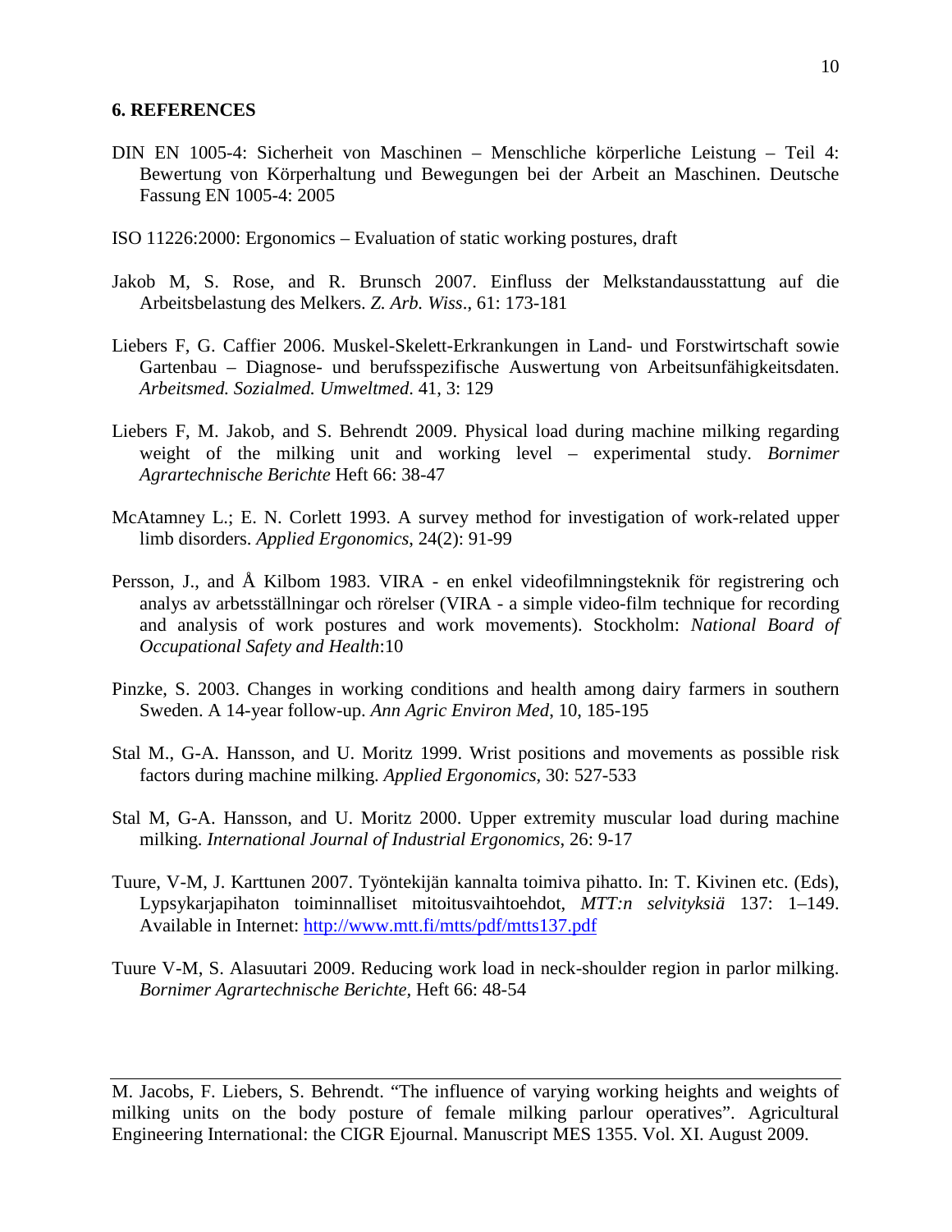## 6. REFERENCES

DIN EN 1005-4: Sicherheit von Maschinen – Menschliche körperliche Leistung – Teil 4: Bewertung von Körperhaltung und Bewegungen bei der Arbeit an Maschinen. Deutsche Fassung EN 1005-4: 2005

ISO 11226:2000: Ergonomics – Evaluation of static working postures, draft

Jakob M, S. Rose, and R. Brunsch 2007. Einfluss der Melkstandausstattung auf die Arbeitsbelastung des Melkers. *Z. Arb. Wiss*., 61: 173-181

Liebers F, G. Caffier 2006. Muskel-Skelett-Erkrankungen in Land- und Forstwirtschaft sowie Gartenbau – Diagnose- und berufsspezifische Auswertung von Arbeitsunfähigkeitsdaten. *Arbeitsmed. Sozialmed. Umweltmed*. 41, 3: 129

Liebers F, M. Jakob, and S. Behrendt 2009. Physical load during machine milking regarding weight of the milking unit and working level – experimental study. *Bornimer Agrartechnische Berichte* Heft 66: 38-47

McAtamney L.; E. N. Corlett 1993. A survey method for investigation of work-related upper limb disorders. *Applied Ergonomics*, 24(2): 91-99

Persson, J., and Å Kilbom 1983. VIRA - en enkel videofilmningsteknik för registrering och analys av arbetsställningar och rörelser (VIRA - a simple video-film technique for recording and analysis of work postures and work movements). Stockholm: *National Board of Occupational Safety and Health*:10

Pinzke, S. 2003. Changes in working conditions and health among dairy farmers in southern Sweden. A 14-year follow-up. *Ann Agric Environ Med*, 10, 185-195

Stal M., G-A. Hansson, and U. Moritz 1999. Wrist positions and movements as possible risk factors during machine milking. *Applied Ergonomics*, 30: 527-533

Stal M, G-A. Hansson, and U. Moritz 2000. Upper extremity muscular load during machine milking. *International Journal of Industrial Ergonomics*, 26: 9-17

Tuure, V-M, J. Karttunen 2007. Työntekijän kannalta toimiva pihatto. In: T. Kivinen etc. (Eds), Lypsykarjapihaton toiminnalliset mitoitusvaihtoehdot, *MTT:n selvityksiä* 137: 1–149. Available in Internet: http://www.mtt.fi/mtts/pdf/mtts137.pdf

Tuure V-M, S. Alasuutari 2009. Reducing work load in neck-shoulder region in parlor milking. *Bornimer Agrartechnische Berichte*, Heft 66: 48-54